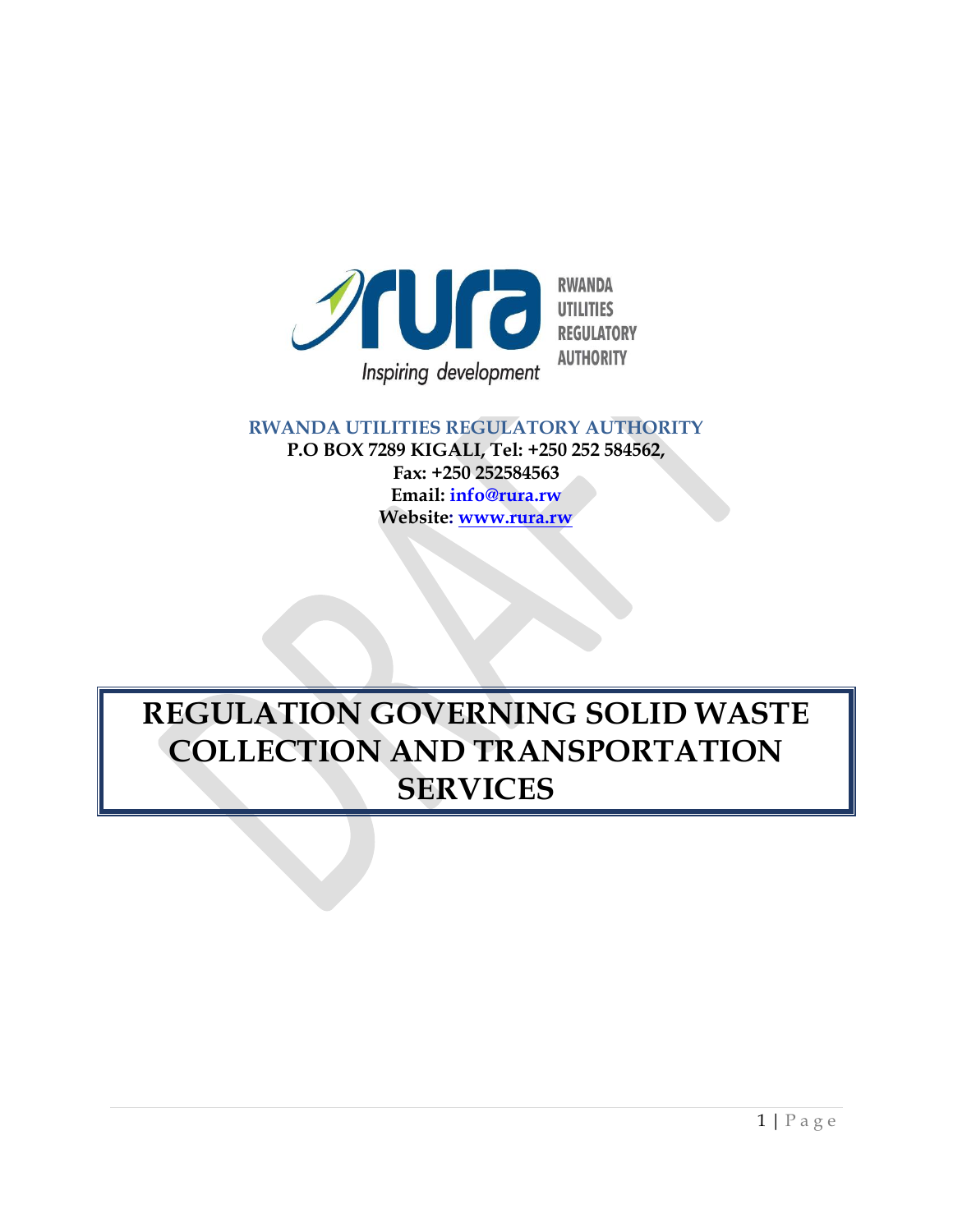RWANDA UTILITIES REGULATORY AUTHORITY

Inspiring development

**RWANDA UTILITIES REGULATORY AUTHORITY**

**P.O BOX 7289 KIGALI, Tel: +250 252 584562,**

**Fax: +250 252584563**

**Email: info@rura.rw**

**Website: www.rura.rw**

# REGULATION GOVERNING SOLID WASTE COLLECTION AND TRANSPORTATION SERVICES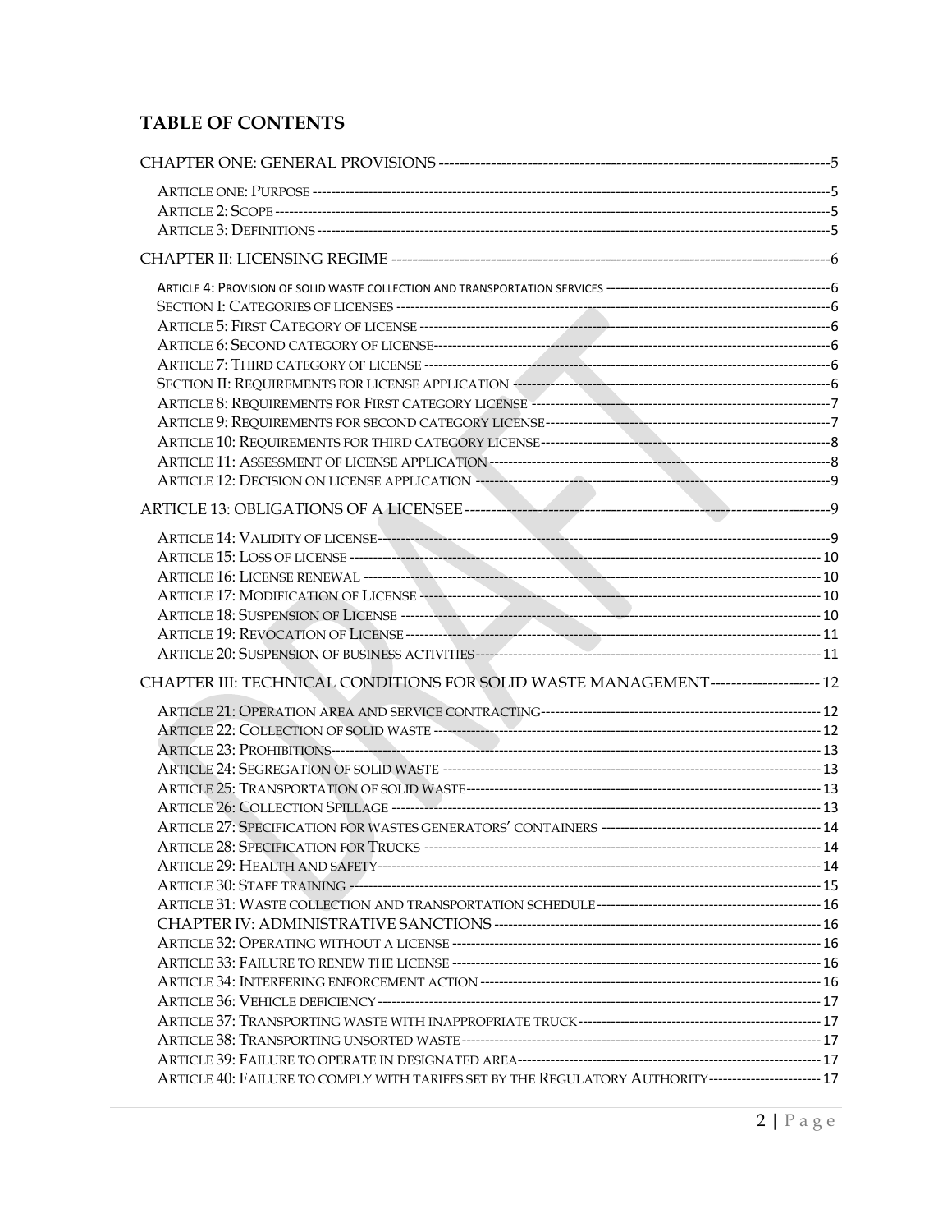## TABLE OF CONTENTS

CHAPTER ONE: GENERAL PROVISIONS ---------------------------------------------------------------------------5

- ARTICLE ONE: PURPOSE ---------------------------------------------------------------------------5
- ARTICLE 2: SCOPE ---------------------------------------------------------------------------5
- ARTICLE 3: DEFINITIONS ---------------------------------------------------------------------------5

CHAPTER II: LICENSING REGIME ---------------------------------------------------------------------------6

- ARTICLE 4: PROVISION OF SOLID WASTE COLLECTION AND TRANSPORTATION SERVICES ---------------------------------------------------------------------------6
- SECTION I: CATEGORIES OF LICENSES ---------------------------------------------------------------------------6
- ARTICLE 5: FIRST CATEGORY OF LICENSE ---------------------------------------------------------------------------6
- ARTICLE 6: SECOND CATEGORY OF LICENSE ---------------------------------------------------------------------------6
- ARTICLE 7: THIRD CATEGORY OF LICENSE ---------------------------------------------------------------------------6
- SECTION II: REQUIREMENTS FOR LICENSE APPLICATION ---------------------------------------------------------------------------6
- ARTICLE 8: REQUIREMENTS FOR FIRST CATEGORY LICENSE ---------------------------------------------------------------------------7
- ARTICLE 9: REQUIREMENTS FOR SECOND CATEGORY LICENSE ---------------------------------------------------------------------------7
- ARTICLE 10: REQUIREMENTS FOR THIRD CATEGORY LICENSE ---------------------------------------------------------------------------8
- ARTICLE 11: ASSESSMENT OF LICENSE APPLICATION ---------------------------------------------------------------------------8
- ARTICLE 12: DECISION ON LICENSE APPLICATION ---------------------------------------------------------------------------9

ARTICLE 13: OBLIGATIONS OF A LICENSEE ---------------------------------------------------------------------------9

- ARTICLE 14: VALIDITY OF LICENSE ---------------------------------------------------------------------------9
- ARTICLE 15: LOSS OF LICENSE --------------------------------------------------------------------------- 10
- ARTICLE 16: LICENSE RENEWAL --------------------------------------------------------------------------- 10
- ARTICLE 17: MODIFICATION OF LICENSE --------------------------------------------------------------------------- 10
- ARTICLE 18: SUSPENSION OF LICENSE --------------------------------------------------------------------------- 10
- ARTICLE 19: REVOCATION OF LICENSE --------------------------------------------------------------------------- 11
- ARTICLE 20: SUSPENSION OF BUSINESS ACTIVITIES --------------------------------------------------------------------------- 11

CHAPTER III: TECHNICAL CONDITIONS FOR SOLID WASTE MANAGEMENT --------------------- 12

- ARTICLE 21: OPERATION AREA AND SERVICE CONTRACTING --------------------------------------------------------------------------- 12
- ARTICLE 22: COLLECTION OF SOLID WASTE --------------------------------------------------------------------------- 12
- ARTICLE 23: PROHIBITIONS --------------------------------------------------------------------------- 13
- ARTICLE 24: SEGREGATION OF SOLID WASTE --------------------------------------------------------------------------- 13
- ARTICLE 25: TRANSPORTATION OF SOLID WASTE --------------------------------------------------------------------------- 13
- ARTICLE 26: COLLECTION SPILLAGE --------------------------------------------------------------------------- 13
- ARTICLE 27: SPECIFICATION FOR WASTES GENERATORS' CONTAINERS --------------------------------------------------------------------------- 14
- ARTICLE 28: SPECIFICATION FOR TRUCKS --------------------------------------------------------------------------- 14
- ARTICLE 29: HEALTH AND SAFETY --------------------------------------------------------------------------- 14
- ARTICLE 30: STAFF TRAINING --------------------------------------------------------------------------- 15
- ARTICLE 31: WASTE COLLECTION AND TRANSPORTATION SCHEDULE --------------------------------------------------------------------------- 16
- CHAPTER IV: ADMINISTRATIVE SANCTIONS --------------------------------------------------------------------------- 16
- ARTICLE 32: OPERATING WITHOUT A LICENSE --------------------------------------------------------------------------- 16
- ARTICLE 33: FAILURE TO RENEW THE LICENSE --------------------------------------------------------------------------- 16
- ARTICLE 34: INTERFERING ENFORCEMENT ACTION --------------------------------------------------------------------------- 16
- ARTICLE 36: VEHICLE DEFICIENCY --------------------------------------------------------------------------- 17
- ARTICLE 37: TRANSPORTING WASTE WITH INAPPROPRIATE TRUCK --------------------------------------------------------------------------- 17
- ARTICLE 38: TRANSPORTING UNSORTED WASTE --------------------------------------------------------------------------- 17
- ARTICLE 39: FAILURE TO OPERATE IN DESIGNATED AREA --------------------------------------------------------------------------- 17
- ARTICLE 40: FAILURE TO COMPLY WITH TARIFFS SET BY THE REGULATORY AUTHORITY ------------------------ 17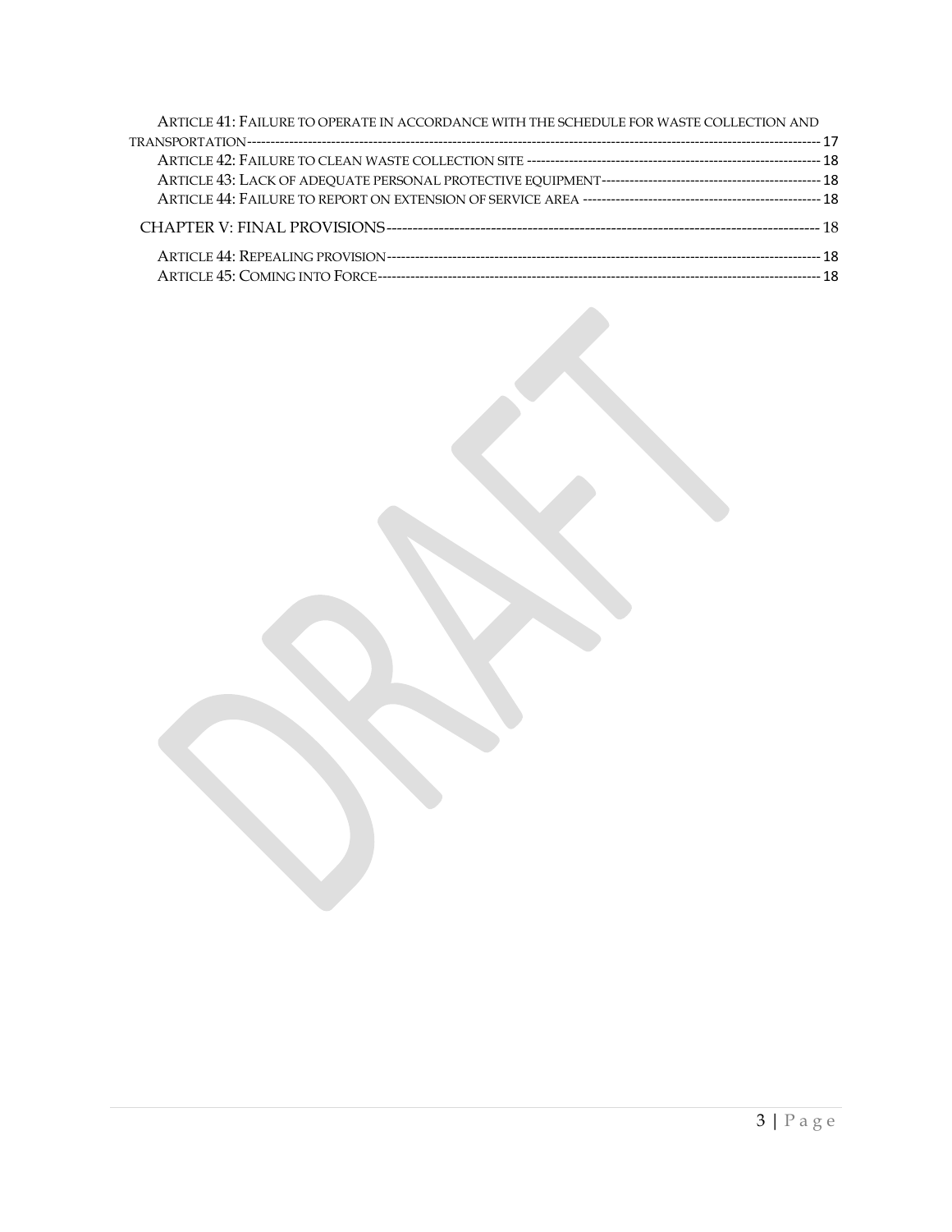Article 41: Failure to operate in accordance with the schedule for waste collection and transportation ---------- 17

Article 42: Failure to clean waste collection site ---------- 18

Article 43: Lack of adequate personal protective equipment ---------- 18

Article 44: Failure to report on extension of service area ---------- 18

CHAPTER V: FINAL PROVISIONS ---------- 18

Article 44: Repealing provision ---------- 18

Article 45: Coming into Force ---------- 18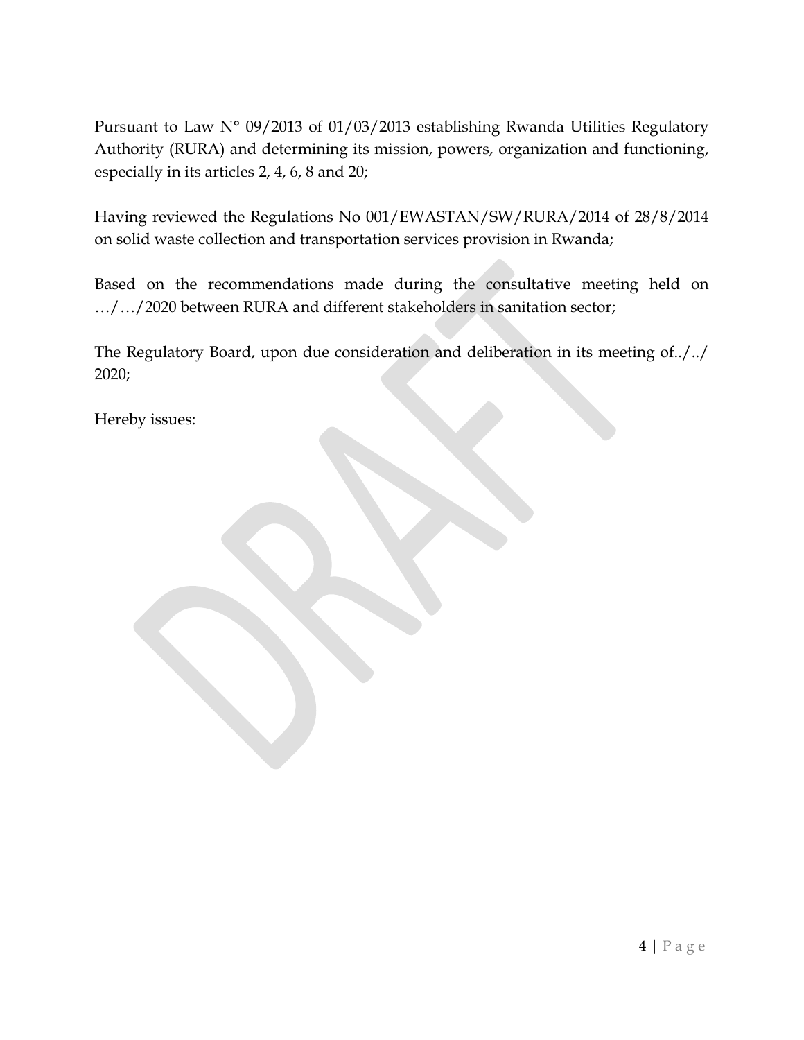Pursuant to Law N° 09/2013 of 01/03/2013 establishing Rwanda Utilities Regulatory Authority (RURA) and determining its mission, powers, organization and functioning, especially in its articles 2, 4, 6, 8 and 20;

Having reviewed the Regulations No 001/EWASTAN/SW/RURA/2014 of 28/8/2014 on solid waste collection and transportation services provision in Rwanda;

Based on the recommendations made during the consultative meeting held on …/…/2020 between RURA and different stakeholders in sanitation sector;

The Regulatory Board, upon due consideration and deliberation in its meeting of../../ 2020;

Hereby issues: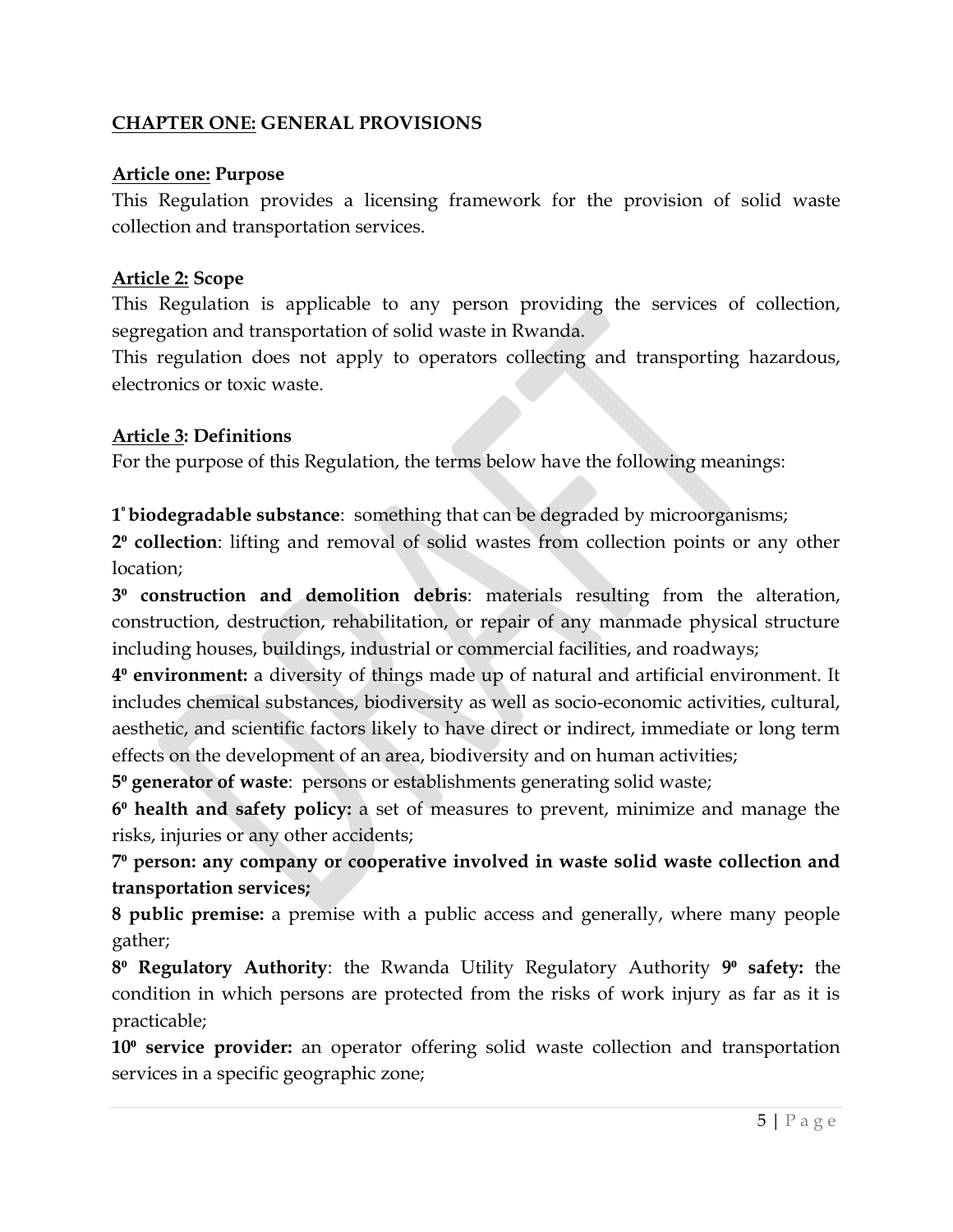## CHAPTER ONE: GENERAL PROVISIONS

### Article one: Purpose

This Regulation provides a licensing framework for the provision of solid waste collection and transportation services.

### Article 2: Scope

This Regulation is applicable to any person providing the services of collection, segregation and transportation of solid waste in Rwanda.

This regulation does not apply to operators collecting and transporting hazardous, electronics or toxic waste.

### Article 3: Definitions

For the purpose of this Regulation, the terms below have the following meanings:

1° **biodegradable substance**: something that can be degraded by microorganisms;

2⁰ **collection**: lifting and removal of solid wastes from collection points or any other location;

3⁰ **construction and demolition debris**: materials resulting from the alteration, construction, destruction, rehabilitation, or repair of any manmade physical structure including houses, buildings, industrial or commercial facilities, and roadways;

4⁰ **environment:** a diversity of things made up of natural and artificial environment. It includes chemical substances, biodiversity as well as socio-economic activities, cultural, aesthetic, and scientific factors likely to have direct or indirect, immediate or long term effects on the development of an area, biodiversity and on human activities;

5⁰ **generator of waste**: persons or establishments generating solid waste;

6⁰ **health and safety policy:** a set of measures to prevent, minimize and manage the risks, injuries or any other accidents;

**7⁰ person: any company or cooperative involved in waste solid waste collection and transportation services;**

8 **public premise:** a premise with a public access and generally, where many people gather;

8⁰ **Regulatory Authority**: the Rwanda Utility Regulatory Authority 9⁰ **safety:** the condition in which persons are protected from the risks of work injury as far as it is practicable;

10⁰ **service provider:** an operator offering solid waste collection and transportation services in a specific geographic zone;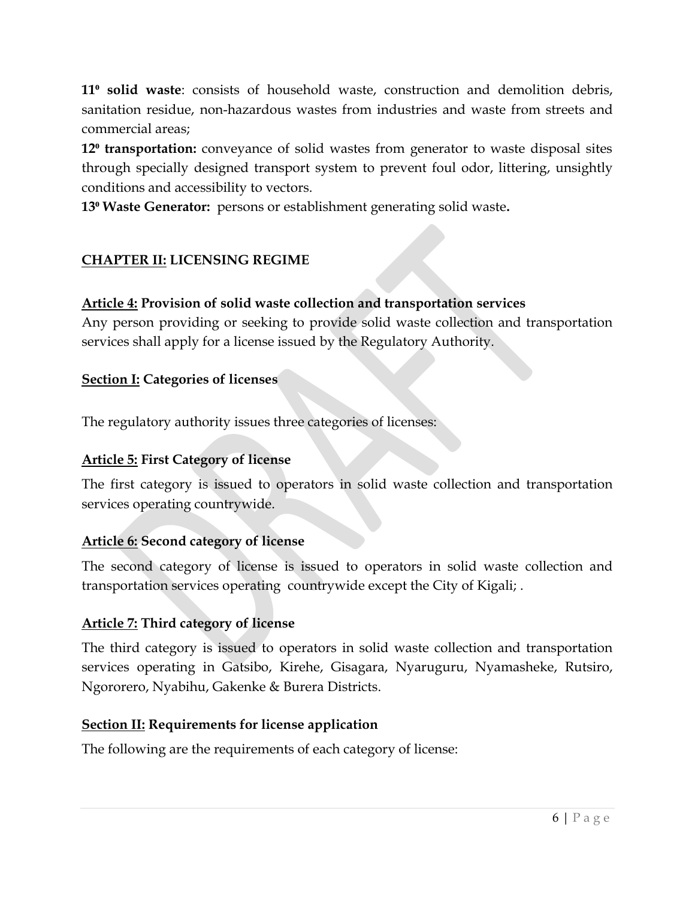**11⁰ solid waste**: consists of household waste, construction and demolition debris, sanitation residue, non-hazardous wastes from industries and waste from streets and commercial areas;

**12⁰ transportation:** conveyance of solid wastes from generator to waste disposal sites through specially designed transport system to prevent foul odor, littering, unsightly conditions and accessibility to vectors.

**13⁰ Waste Generator:** persons or establishment generating solid waste**.**

## <u>CHAPTER II:</u> LICENSING REGIME

### <u>Article 4:</u> Provision of solid waste collection and transportation services

Any person providing or seeking to provide solid waste collection and transportation services shall apply for a license issued by the Regulatory Authority.

### <u>Section I:</u> Categories of licenses

The regulatory authority issues three categories of licenses:

### <u>Article 5:</u> First Category of license

The first category is issued to operators in solid waste collection and transportation services operating countrywide.

### <u>Article 6:</u> Second category of license

The second category of license is issued to operators in solid waste collection and transportation services operating countrywide except the City of Kigali; .

### <u>Article 7:</u> Third category of license

The third category is issued to operators in solid waste collection and transportation services operating in Gatsibo, Kirehe, Gisagara, Nyaruguru, Nyamasheke, Rutsiro, Ngororero, Nyabihu, Gakenke & Burera Districts.

### <u>Section II:</u> Requirements for license application

The following are the requirements of each category of license: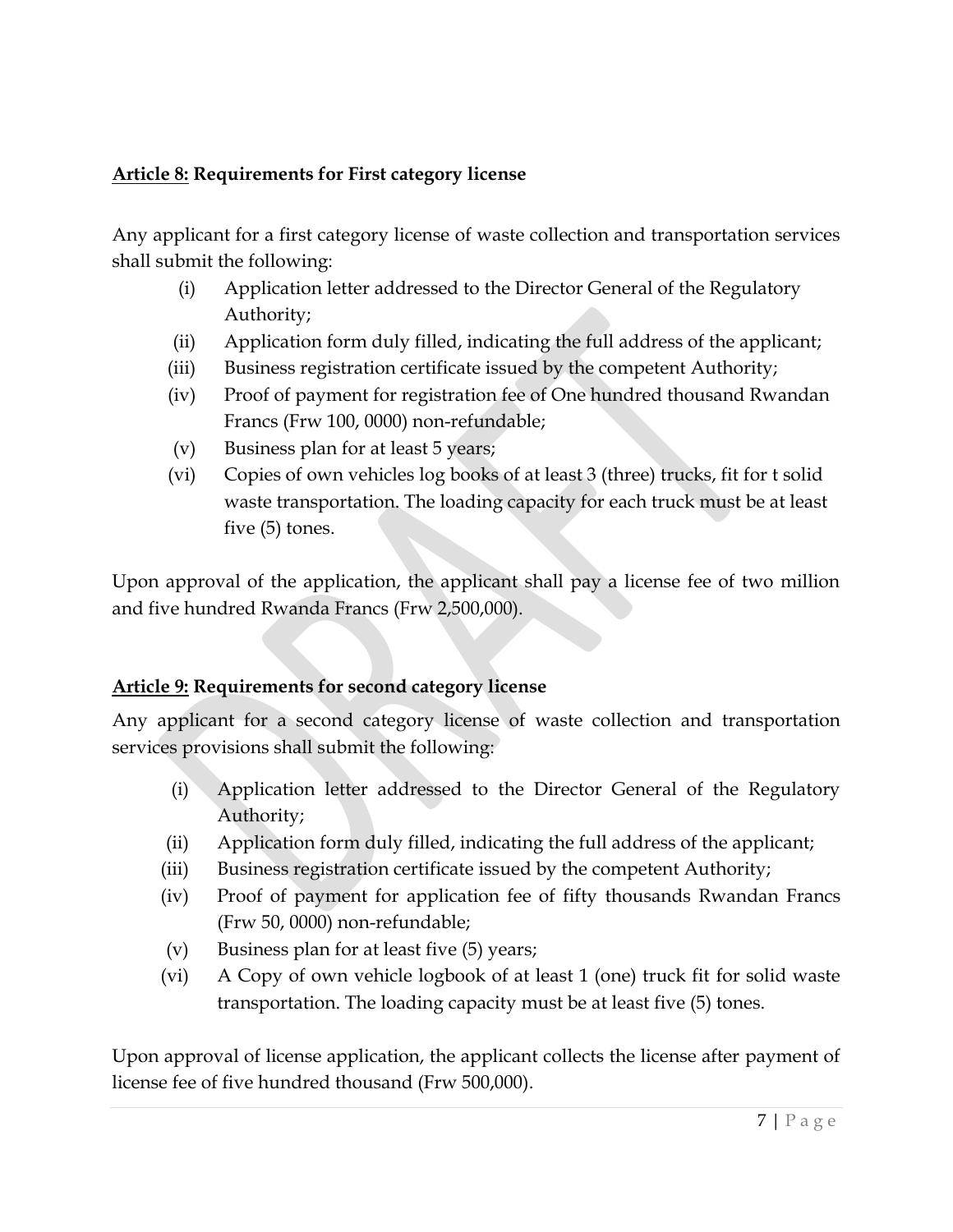**Article 8: Requirements for First category license**

Any applicant for a first category license of waste collection and transportation services shall submit the following:

(i) Application letter addressed to the Director General of the Regulatory Authority;
(ii) Application form duly filled, indicating the full address of the applicant;
(iii) Business registration certificate issued by the competent Authority;
(iv) Proof of payment for registration fee of One hundred thousand Rwandan Francs (Frw 100, 0000) non-refundable;
(v) Business plan for at least 5 years;
(vi) Copies of own vehicles log books of at least 3 (three) trucks, fit for t solid waste transportation. The loading capacity for each truck must be at least five (5) tones.

Upon approval of the application, the applicant shall pay a license fee of two million and five hundred Rwanda Francs (Frw 2,500,000).

**Article 9: Requirements for second category license**

Any applicant for a second category license of waste collection and transportation services provisions shall submit the following:

(i) Application letter addressed to the Director General of the Regulatory Authority;
(ii) Application form duly filled, indicating the full address of the applicant;
(iii) Business registration certificate issued by the competent Authority;
(iv) Proof of payment for application fee of fifty thousands Rwandan Francs (Frw 50, 0000) non-refundable;
(v) Business plan for at least five (5) years;
(vi) A Copy of own vehicle logbook of at least 1 (one) truck fit for solid waste transportation. The loading capacity must be at least five (5) tones.

Upon approval of license application, the applicant collects the license after payment of license fee of five hundred thousand (Frw 500,000).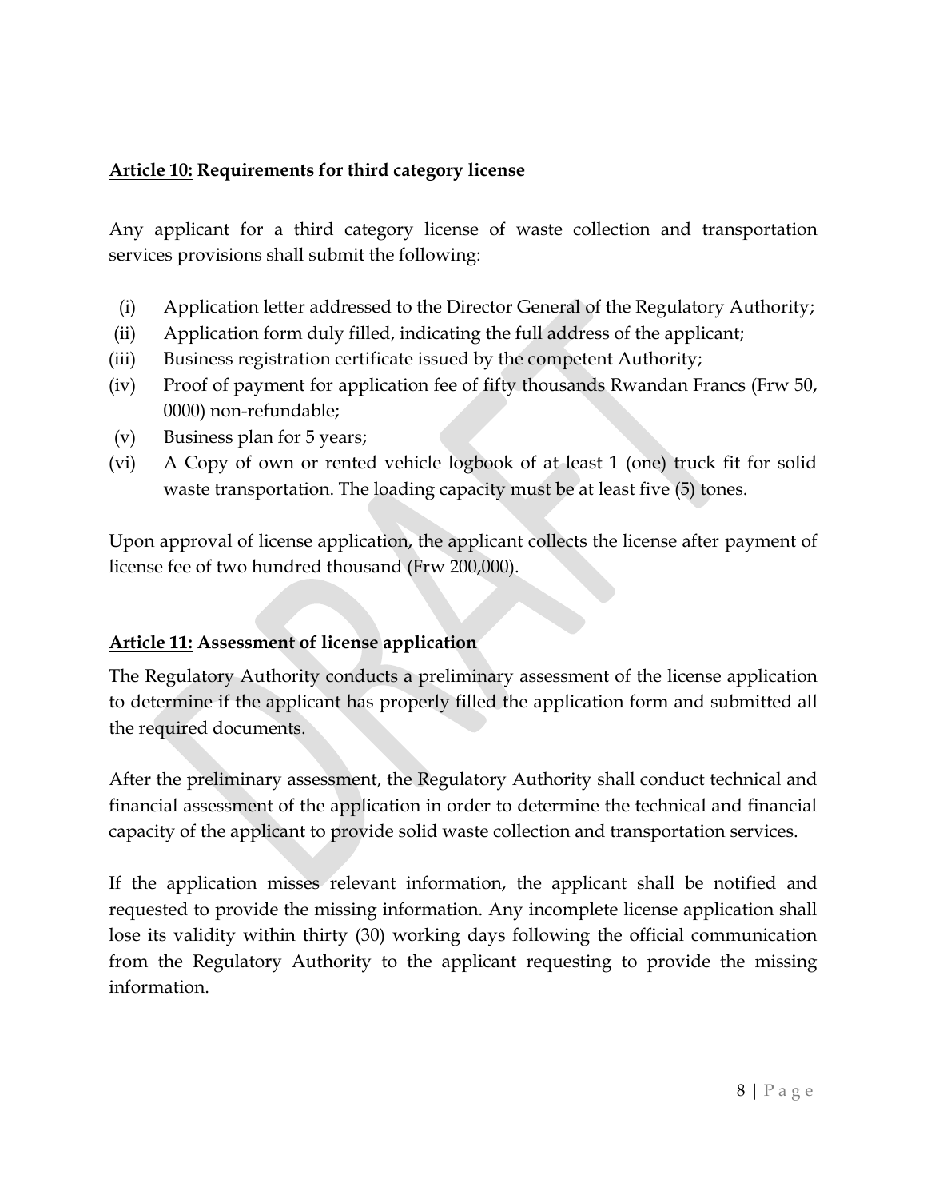**<u>Article 10:</u> Requirements for third category license**

Any applicant for a third category license of waste collection and transportation services provisions shall submit the following:

(i) Application letter addressed to the Director General of the Regulatory Authority;
(ii) Application form duly filled, indicating the full address of the applicant;
(iii) Business registration certificate issued by the competent Authority;
(iv) Proof of payment for application fee of fifty thousands Rwandan Francs (Frw 50, 0000) non-refundable;
(v) Business plan for 5 years;
(vi) A Copy of own or rented vehicle logbook of at least 1 (one) truck fit for solid waste transportation. The loading capacity must be at least five (5) tones.

Upon approval of license application, the applicant collects the license after payment of license fee of two hundred thousand (Frw 200,000).

**<u>Article 11:</u> Assessment of license application**

The Regulatory Authority conducts a preliminary assessment of the license application to determine if the applicant has properly filled the application form and submitted all the required documents.

After the preliminary assessment, the Regulatory Authority shall conduct technical and financial assessment of the application in order to determine the technical and financial capacity of the applicant to provide solid waste collection and transportation services.

If the application misses relevant information, the applicant shall be notified and requested to provide the missing information. Any incomplete license application shall lose its validity within thirty (30) working days following the official communication from the Regulatory Authority to the applicant requesting to provide the missing information.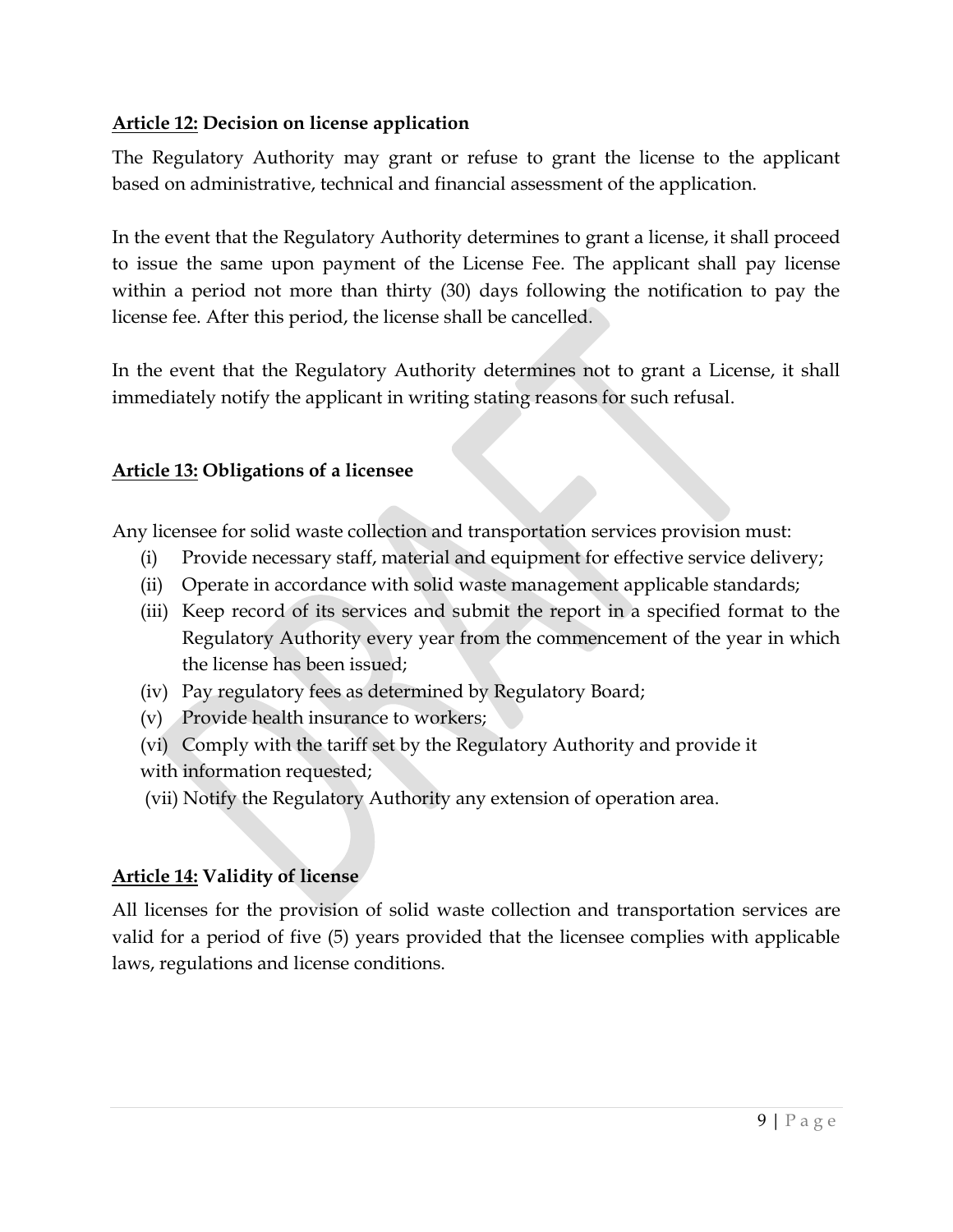**<u>Article 12:</u> Decision on license application**

The Regulatory Authority may grant or refuse to grant the license to the applicant based on administrative, technical and financial assessment of the application.

In the event that the Regulatory Authority determines to grant a license, it shall proceed to issue the same upon payment of the License Fee. The applicant shall pay license within a period not more than thirty (30) days following the notification to pay the license fee. After this period, the license shall be cancelled.

In the event that the Regulatory Authority determines not to grant a License, it shall immediately notify the applicant in writing stating reasons for such refusal.

**<u>Article 13:</u> Obligations of a licensee**

Any licensee for solid waste collection and transportation services provision must:

(i) Provide necessary staff, material and equipment for effective service delivery;

(ii) Operate in accordance with solid waste management applicable standards;

(iii) Keep record of its services and submit the report in a specified format to the Regulatory Authority every year from the commencement of the year in which the license has been issued;

(iv) Pay regulatory fees as determined by Regulatory Board;

(v) Provide health insurance to workers;

(vi) Comply with the tariff set by the Regulatory Authority and provide it with information requested;

(vii) Notify the Regulatory Authority any extension of operation area.

**<u>Article 14:</u> Validity of license**

All licenses for the provision of solid waste collection and transportation services are valid for a period of five (5) years provided that the licensee complies with applicable laws, regulations and license conditions.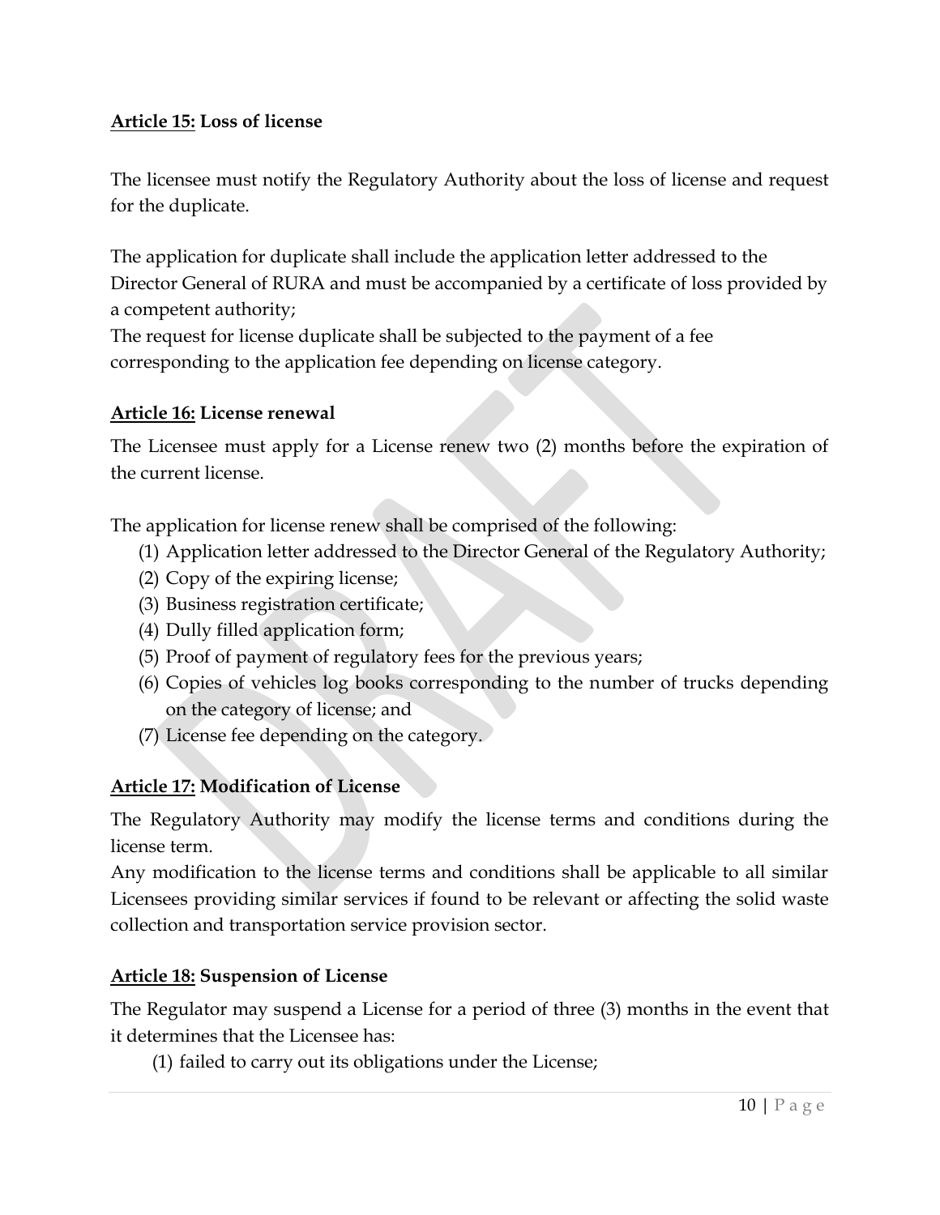**Article 15: Loss of license**

The licensee must notify the Regulatory Authority about the loss of license and request for the duplicate.

The application for duplicate shall include the application letter addressed to the Director General of RURA and must be accompanied by a certificate of loss provided by a competent authority;
The request for license duplicate shall be subjected to the payment of a fee corresponding to the application fee depending on license category.

**Article 16: License renewal**

The Licensee must apply for a License renew two (2) months before the expiration of the current license.

The application for license renew shall be comprised of the following:

(1) Application letter addressed to the Director General of the Regulatory Authority;
(2) Copy of the expiring license;
(3) Business registration certificate;
(4) Dully filled application form;
(5) Proof of payment of regulatory fees for the previous years;
(6) Copies of vehicles log books corresponding to the number of trucks depending on the category of license; and
(7) License fee depending on the category.

**Article 17: Modification of License**

The Regulatory Authority may modify the license terms and conditions during the license term.
Any modification to the license terms and conditions shall be applicable to all similar Licensees providing similar services if found to be relevant or affecting the solid waste collection and transportation service provision sector.

**Article 18: Suspension of License**

The Regulator may suspend a License for a period of three (3) months in the event that it determines that the Licensee has:

(1) failed to carry out its obligations under the License;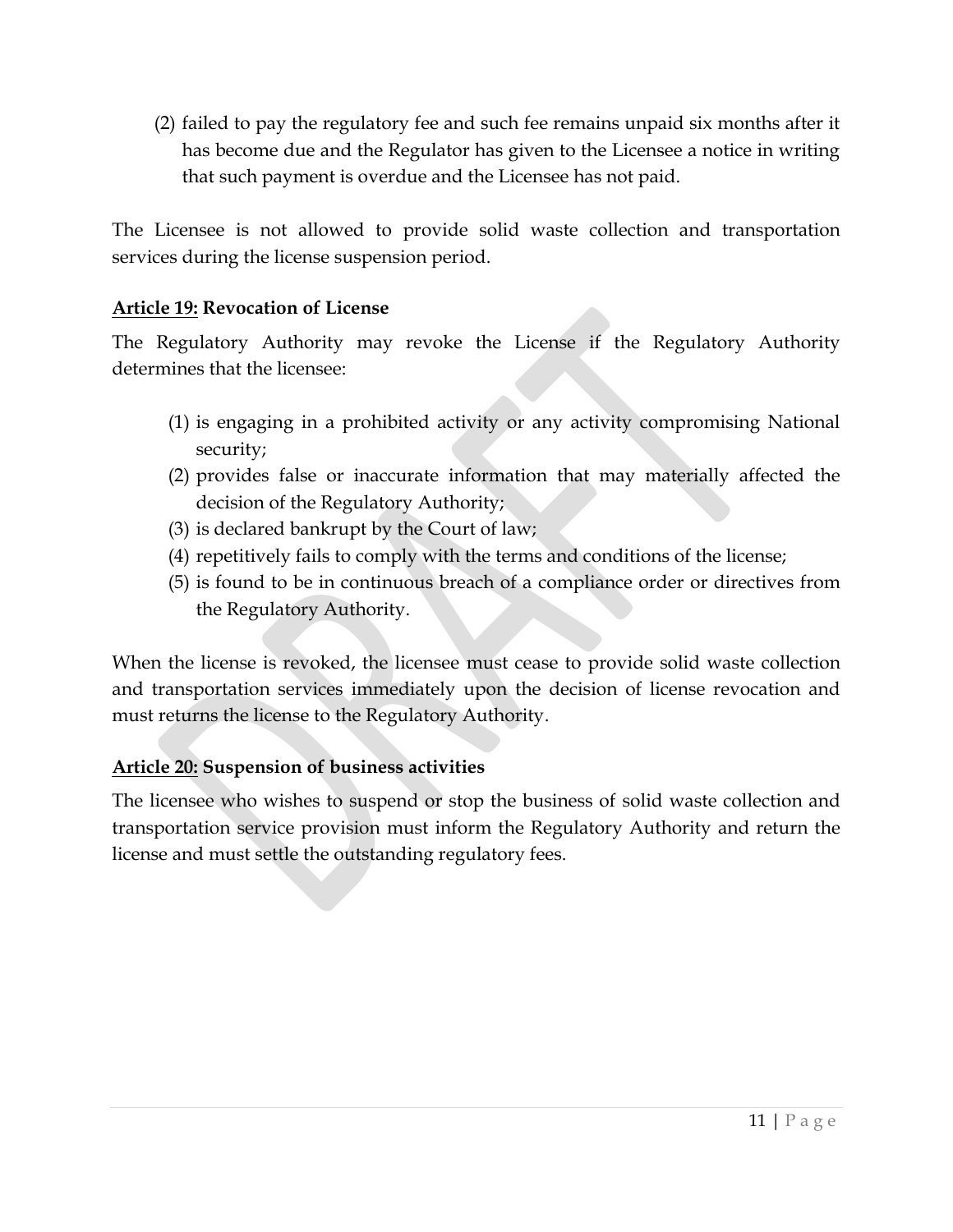(2) failed to pay the regulatory fee and such fee remains unpaid six months after it has become due and the Regulator has given to the Licensee a notice in writing that such payment is overdue and the Licensee has not paid.

The Licensee is not allowed to provide solid waste collection and transportation services during the license suspension period.

**<u>Article 19:</u> Revocation of License**

The Regulatory Authority may revoke the License if the Regulatory Authority determines that the licensee:

(1) is engaging in a prohibited activity or any activity compromising National security;
(2) provides false or inaccurate information that may materially affected the decision of the Regulatory Authority;
(3) is declared bankrupt by the Court of law;
(4) repetitively fails to comply with the terms and conditions of the license;
(5) is found to be in continuous breach of a compliance order or directives from the Regulatory Authority.

When the license is revoked, the licensee must cease to provide solid waste collection and transportation services immediately upon the decision of license revocation and must returns the license to the Regulatory Authority.

**<u>Article 20:</u> Suspension of business activities**

The licensee who wishes to suspend or stop the business of solid waste collection and transportation service provision must inform the Regulatory Authority and return the license and must settle the outstanding regulatory fees.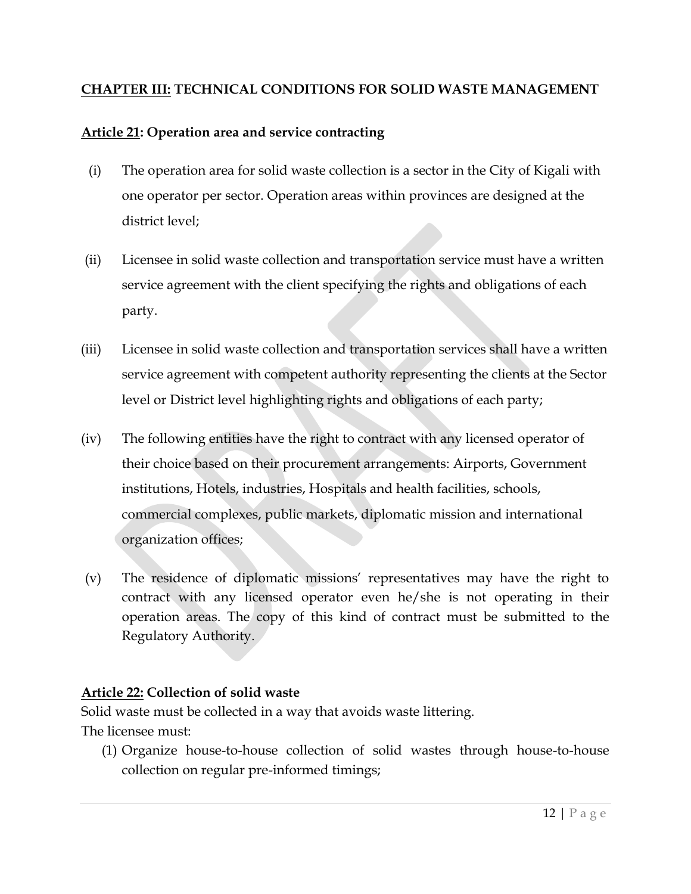## CHAPTER III: TECHNICAL CONDITIONS FOR SOLID WASTE MANAGEMENT

### Article 21: Operation area and service contracting

(i) The operation area for solid waste collection is a sector in the City of Kigali with one operator per sector. Operation areas within provinces are designed at the district level;

(ii) Licensee in solid waste collection and transportation service must have a written service agreement with the client specifying the rights and obligations of each party.

(iii) Licensee in solid waste collection and transportation services shall have a written service agreement with competent authority representing the clients at the Sector level or District level highlighting rights and obligations of each party;

(iv) The following entities have the right to contract with any licensed operator of their choice based on their procurement arrangements: Airports, Government institutions, Hotels, industries, Hospitals and health facilities, schools, commercial complexes, public markets, diplomatic mission and international organization offices;

(v) The residence of diplomatic missions' representatives may have the right to contract with any licensed operator even he/she is not operating in their operation areas. The copy of this kind of contract must be submitted to the Regulatory Authority.

### Article 22: Collection of solid waste

Solid waste must be collected in a way that avoids waste littering.

The licensee must:

(1) Organize house-to-house collection of solid wastes through house-to-house collection on regular pre-informed timings;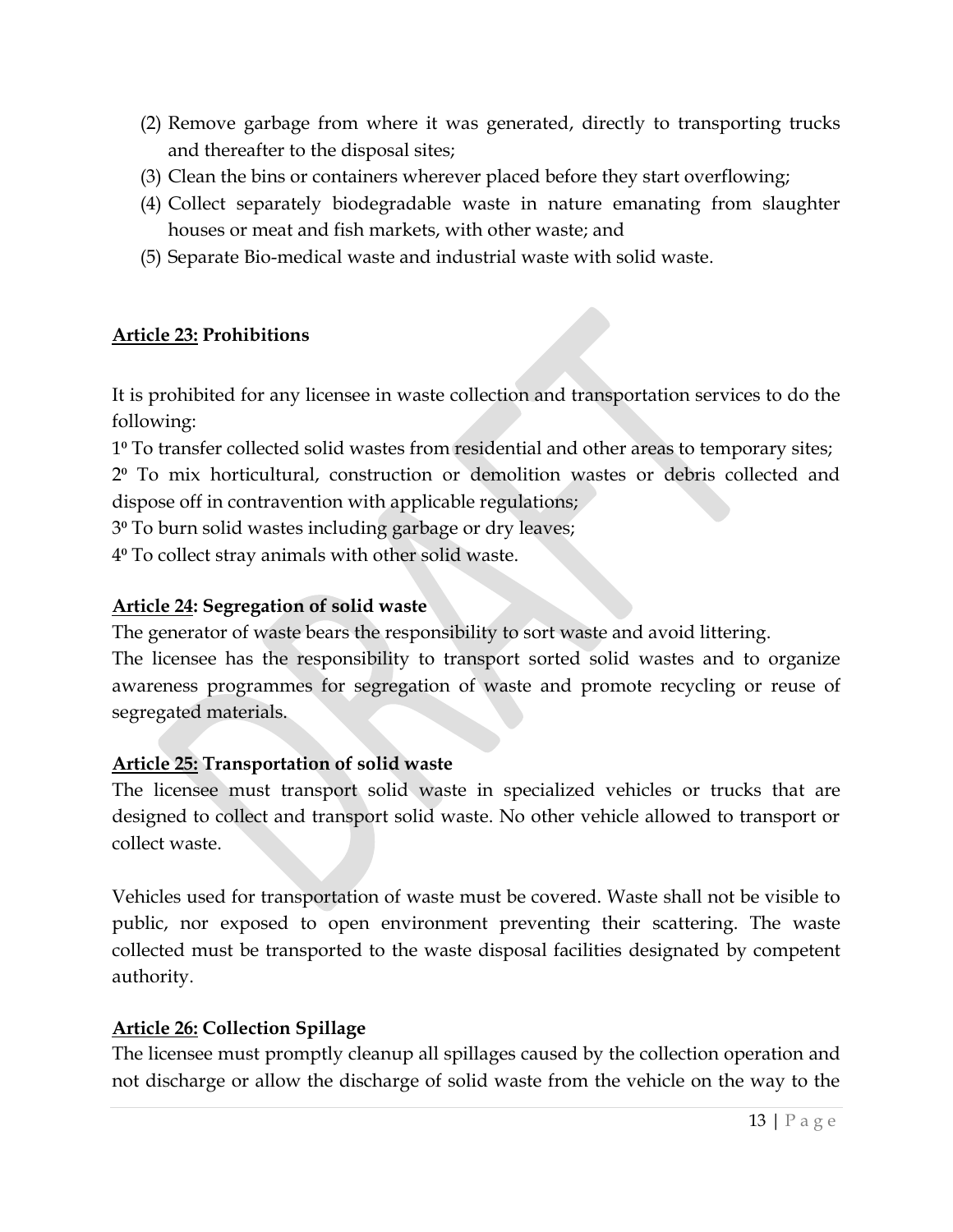(2) Remove garbage from where it was generated, directly to transporting trucks and thereafter to the disposal sites;
(3) Clean the bins or containers wherever placed before they start overflowing;
(4) Collect separately biodegradable waste in nature emanating from slaughter houses or meat and fish markets, with other waste; and
(5) Separate Bio-medical waste and industrial waste with solid waste.

**Article 23: Prohibitions**

It is prohibited for any licensee in waste collection and transportation services to do the following:

1º To transfer collected solid wastes from residential and other areas to temporary sites;
2º To mix horticultural, construction or demolition wastes or debris collected and dispose off in contravention with applicable regulations;
3º To burn solid wastes including garbage or dry leaves;
4º To collect stray animals with other solid waste.

**Article 24: Segregation of solid waste**

The generator of waste bears the responsibility to sort waste and avoid littering.
The licensee has the responsibility to transport sorted solid wastes and to organize awareness programmes for segregation of waste and promote recycling or reuse of segregated materials.

**Article 25: Transportation of solid waste**

The licensee must transport solid waste in specialized vehicles or trucks that are designed to collect and transport solid waste. No other vehicle allowed to transport or collect waste.

Vehicles used for transportation of waste must be covered. Waste shall not be visible to public, nor exposed to open environment preventing their scattering. The waste collected must be transported to the waste disposal facilities designated by competent authority.

**Article 26: Collection Spillage**

The licensee must promptly cleanup all spillages caused by the collection operation and not discharge or allow the discharge of solid waste from the vehicle on the way to the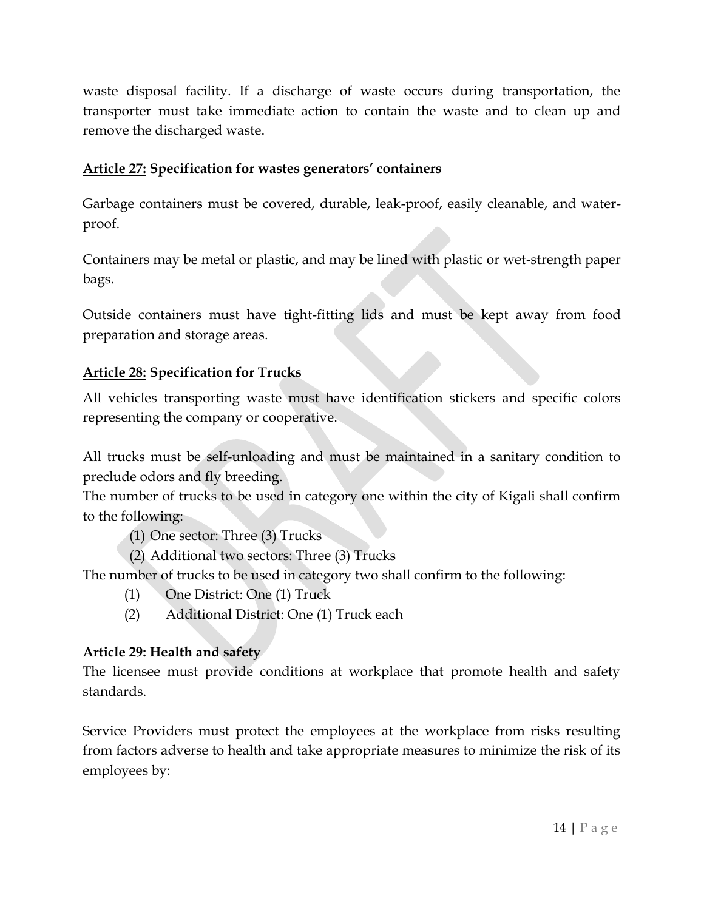waste disposal facility. If a discharge of waste occurs during transportation, the transporter must take immediate action to contain the waste and to clean up and remove the discharged waste.

**<u>Article 27:</u> Specification for wastes generators' containers**

Garbage containers must be covered, durable, leak-proof, easily cleanable, and water-proof.

Containers may be metal or plastic, and may be lined with plastic or wet-strength paper bags.

Outside containers must have tight-fitting lids and must be kept away from food preparation and storage areas.

**<u>Article 28:</u> Specification for Trucks**

All vehicles transporting waste must have identification stickers and specific colors representing the company or cooperative.

All trucks must be self-unloading and must be maintained in a sanitary condition to preclude odors and fly breeding.
The number of trucks to be used in category one within the city of Kigali shall confirm to the following:

(1) One sector: Three (3) Trucks
(2) Additional two sectors: Three (3) Trucks

The number of trucks to be used in category two shall confirm to the following:

(1) One District: One (1) Truck
(2) Additional District: One (1) Truck each

**<u>Article 29:</u> Health and safety**

The licensee must provide conditions at workplace that promote health and safety standards.

Service Providers must protect the employees at the workplace from risks resulting from factors adverse to health and take appropriate measures to minimize the risk of its employees by: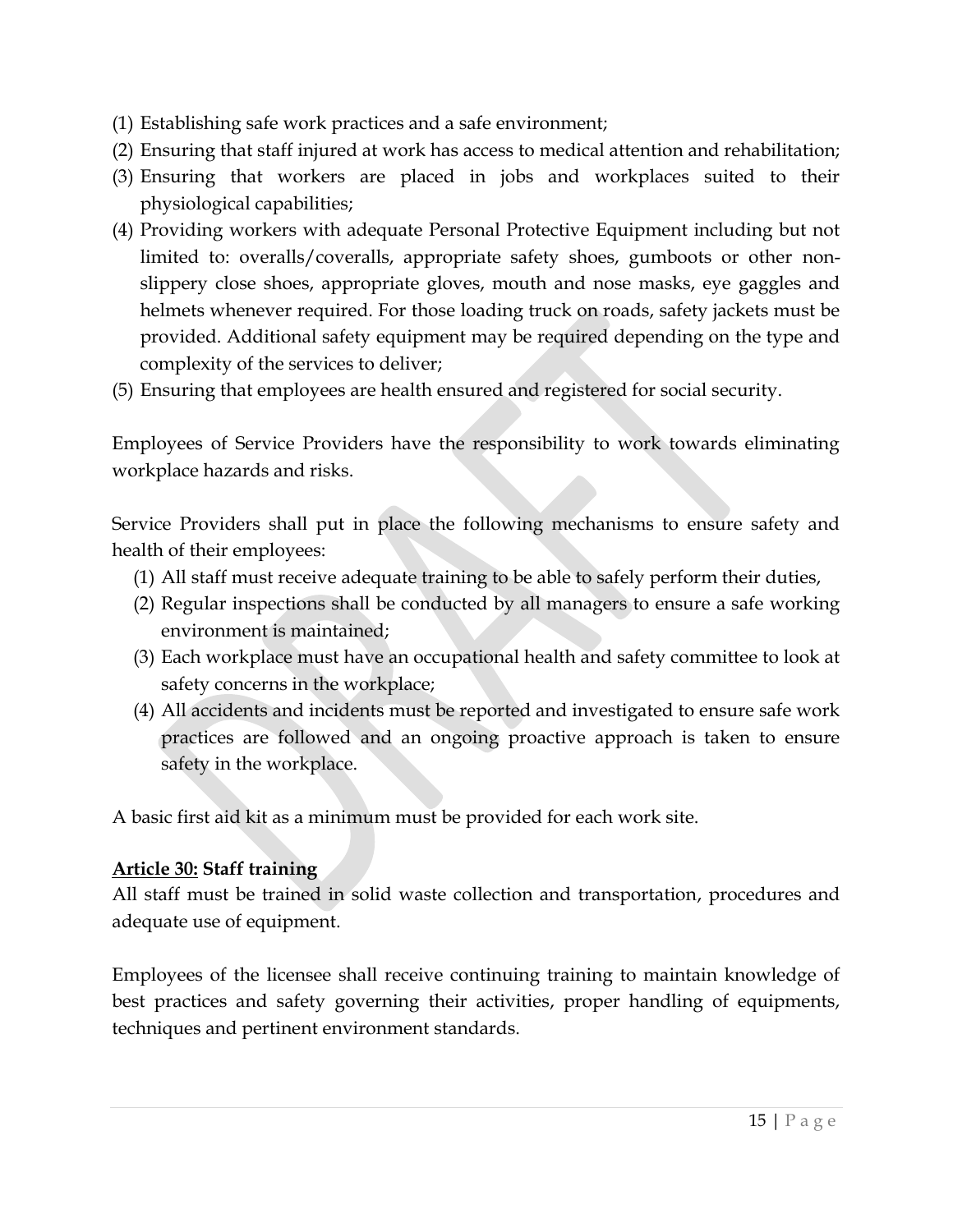(1) Establishing safe work practices and a safe environment;
(2) Ensuring that staff injured at work has access to medical attention and rehabilitation;
(3) Ensuring that workers are placed in jobs and workplaces suited to their physiological capabilities;
(4) Providing workers with adequate Personal Protective Equipment including but not limited to: overalls/coveralls, appropriate safety shoes, gumboots or other non-slippery close shoes, appropriate gloves, mouth and nose masks, eye gaggles and helmets whenever required. For those loading truck on roads, safety jackets must be provided. Additional safety equipment may be required depending on the type and complexity of the services to deliver;
(5) Ensuring that employees are health ensured and registered for social security.

Employees of Service Providers have the responsibility to work towards eliminating workplace hazards and risks.

Service Providers shall put in place the following mechanisms to ensure safety and health of their employees:

(1) All staff must receive adequate training to be able to safely perform their duties,
(2) Regular inspections shall be conducted by all managers to ensure a safe working environment is maintained;
(3) Each workplace must have an occupational health and safety committee to look at safety concerns in the workplace;
(4) All accidents and incidents must be reported and investigated to ensure safe work practices are followed and an ongoing proactive approach is taken to ensure safety in the workplace.

A basic first aid kit as a minimum must be provided for each work site.

**Article 30: Staff training**

All staff must be trained in solid waste collection and transportation, procedures and adequate use of equipment.

Employees of the licensee shall receive continuing training to maintain knowledge of best practices and safety governing their activities, proper handling of equipments, techniques and pertinent environment standards.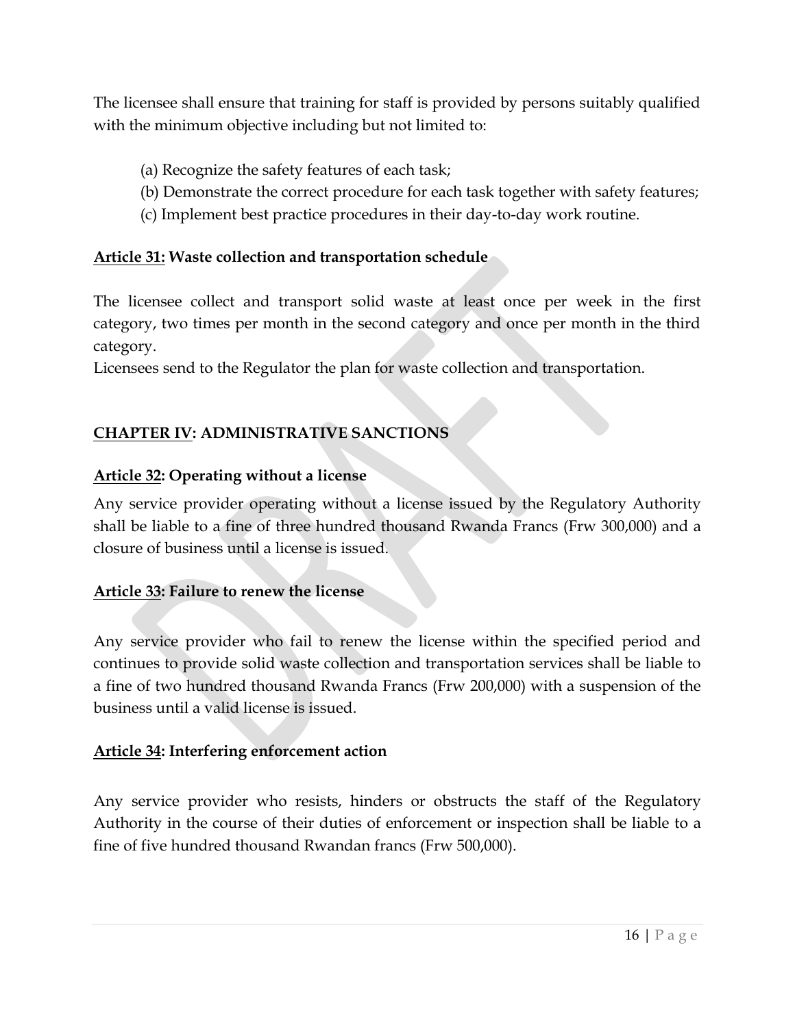The licensee shall ensure that training for staff is provided by persons suitably qualified with the minimum objective including but not limited to:

(a) Recognize the safety features of each task;
(b) Demonstrate the correct procedure for each task together with safety features;
(c) Implement best practice procedures in their day-to-day work routine.

**Article 31: Waste collection and transportation schedule**

The licensee collect and transport solid waste at least once per week in the first category, two times per month in the second category and once per month in the third category.
Licensees send to the Regulator the plan for waste collection and transportation.

## CHAPTER IV: ADMINISTRATIVE SANCTIONS

**Article 32: Operating without a license**

Any service provider operating without a license issued by the Regulatory Authority shall be liable to a fine of three hundred thousand Rwanda Francs (Frw 300,000) and a closure of business until a license is issued.

**Article 33: Failure to renew the license**

Any service provider who fail to renew the license within the specified period and continues to provide solid waste collection and transportation services shall be liable to a fine of two hundred thousand Rwanda Francs (Frw 200,000) with a suspension of the business until a valid license is issued.

**Article 34: Interfering enforcement action**

Any service provider who resists, hinders or obstructs the staff of the Regulatory Authority in the course of their duties of enforcement or inspection shall be liable to a fine of five hundred thousand Rwandan francs (Frw 500,000).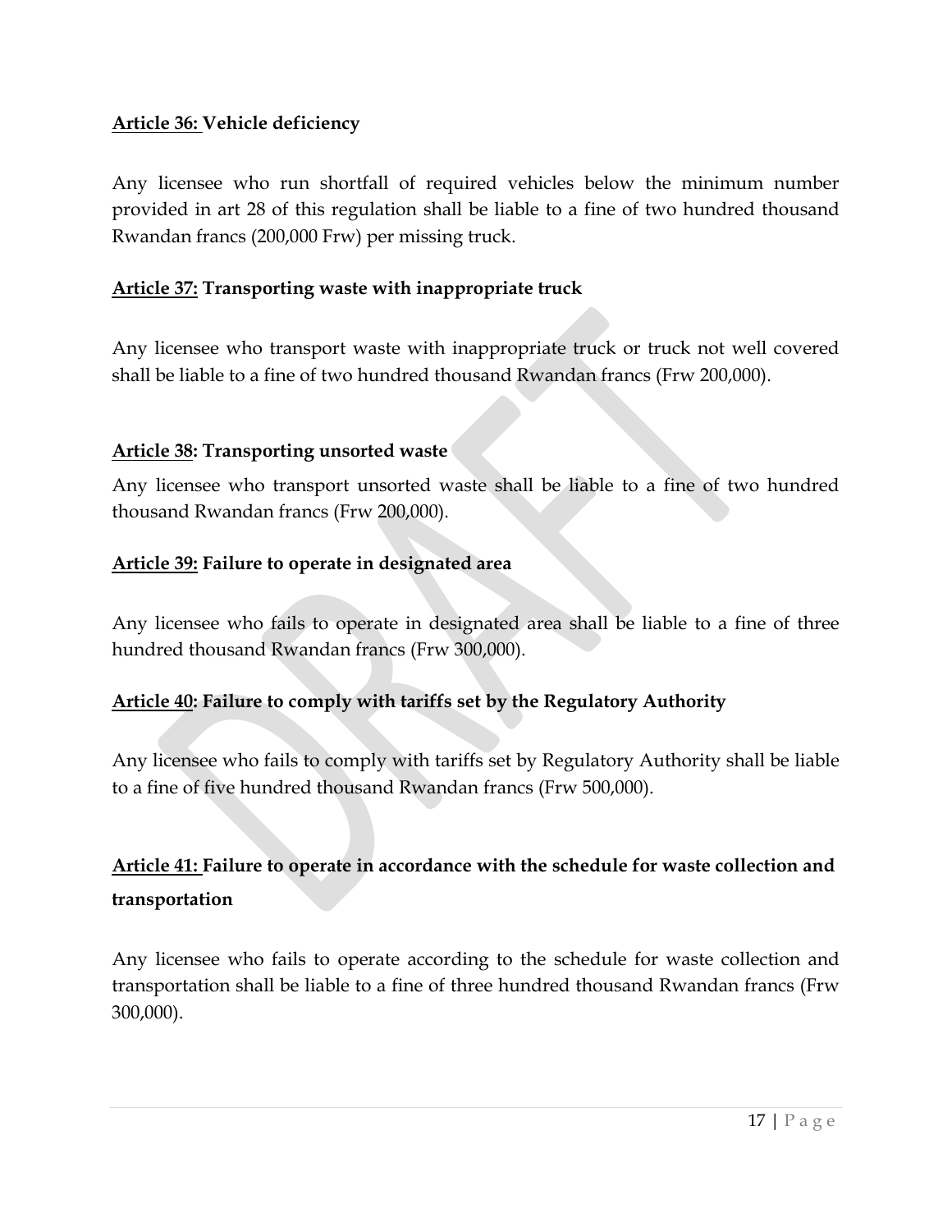**Article 36: Vehicle deficiency**

Any licensee who run shortfall of required vehicles below the minimum number provided in art 28 of this regulation shall be liable to a fine of two hundred thousand Rwandan francs (200,000 Frw) per missing truck.

**Article 37: Transporting waste with inappropriate truck**

Any licensee who transport waste with inappropriate truck or truck not well covered shall be liable to a fine of two hundred thousand Rwandan francs (Frw 200,000).

**Article 38: Transporting unsorted waste**

Any licensee who transport unsorted waste shall be liable to a fine of two hundred thousand Rwandan francs (Frw 200,000).

**Article 39: Failure to operate in designated area**

Any licensee who fails to operate in designated area shall be liable to a fine of three hundred thousand Rwandan francs (Frw 300,000).

**Article 40: Failure to comply with tariffs set by the Regulatory Authority**

Any licensee who fails to comply with tariffs set by Regulatory Authority shall be liable to a fine of five hundred thousand Rwandan francs (Frw 500,000).

**Article 41: Failure to operate in accordance with the schedule for waste collection and transportation**

Any licensee who fails to operate according to the schedule for waste collection and transportation shall be liable to a fine of three hundred thousand Rwandan francs (Frw 300,000).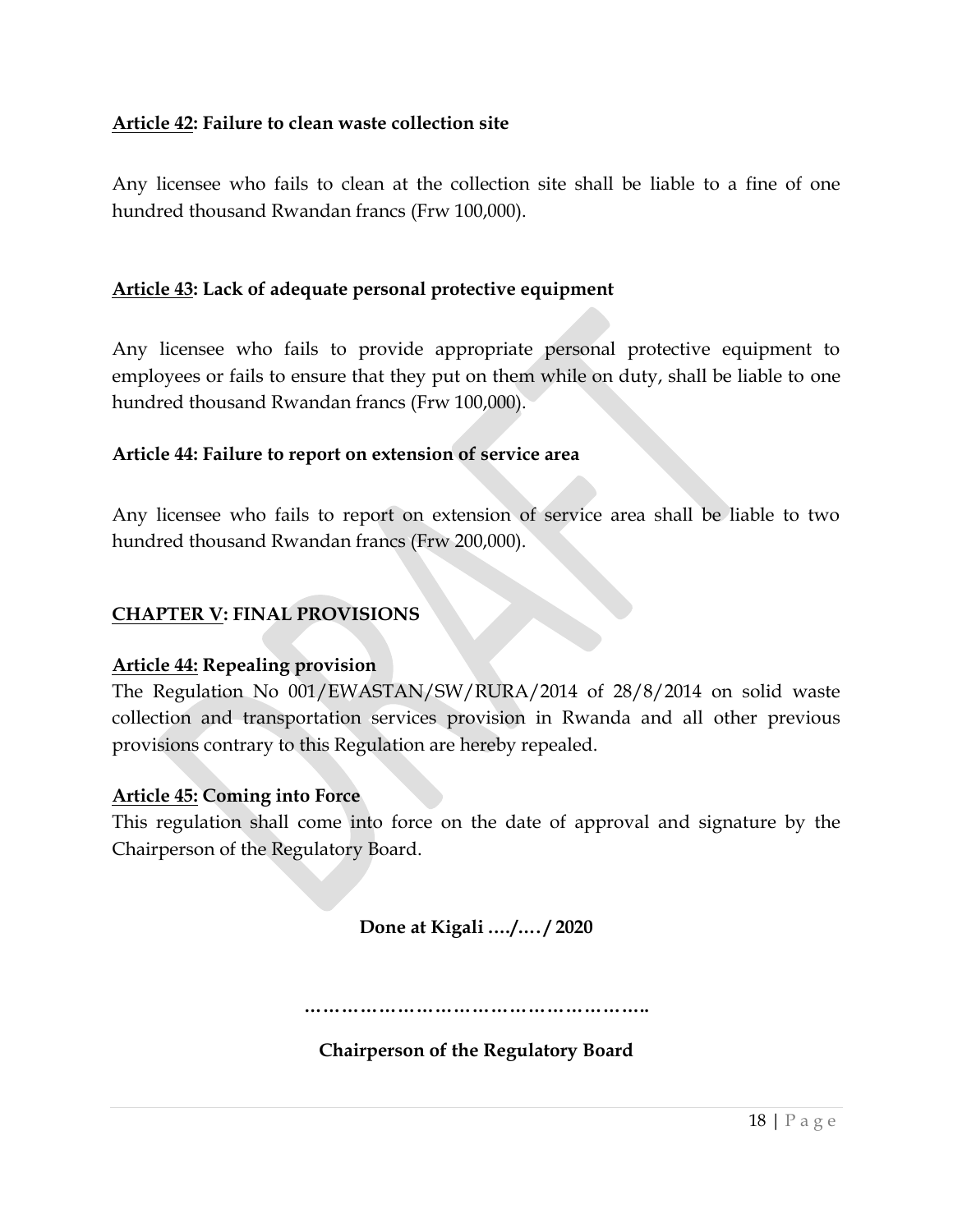**Article 42: Failure to clean waste collection site**

Any licensee who fails to clean at the collection site shall be liable to a fine of one hundred thousand Rwandan francs (Frw 100,000).

**Article 43: Lack of adequate personal protective equipment**

Any licensee who fails to provide appropriate personal protective equipment to employees or fails to ensure that they put on them while on duty, shall be liable to one hundred thousand Rwandan francs (Frw 100,000).

**Article 44: Failure to report on extension of service area**

Any licensee who fails to report on extension of service area shall be liable to two hundred thousand Rwandan francs (Frw 200,000).

## CHAPTER V: FINAL PROVISIONS

**Article 44: Repealing provision**

The Regulation No 001/EWASTAN/SW/RURA/2014 of 28/8/2014 on solid waste collection and transportation services provision in Rwanda and all other previous provisions contrary to this Regulation are hereby repealed.

**Article 45: Coming into Force**

This regulation shall come into force on the date of approval and signature by the Chairperson of the Regulatory Board.

**Done at Kigali …./…. / 2020**

…………………………………………………..

**Chairperson of the Regulatory Board**